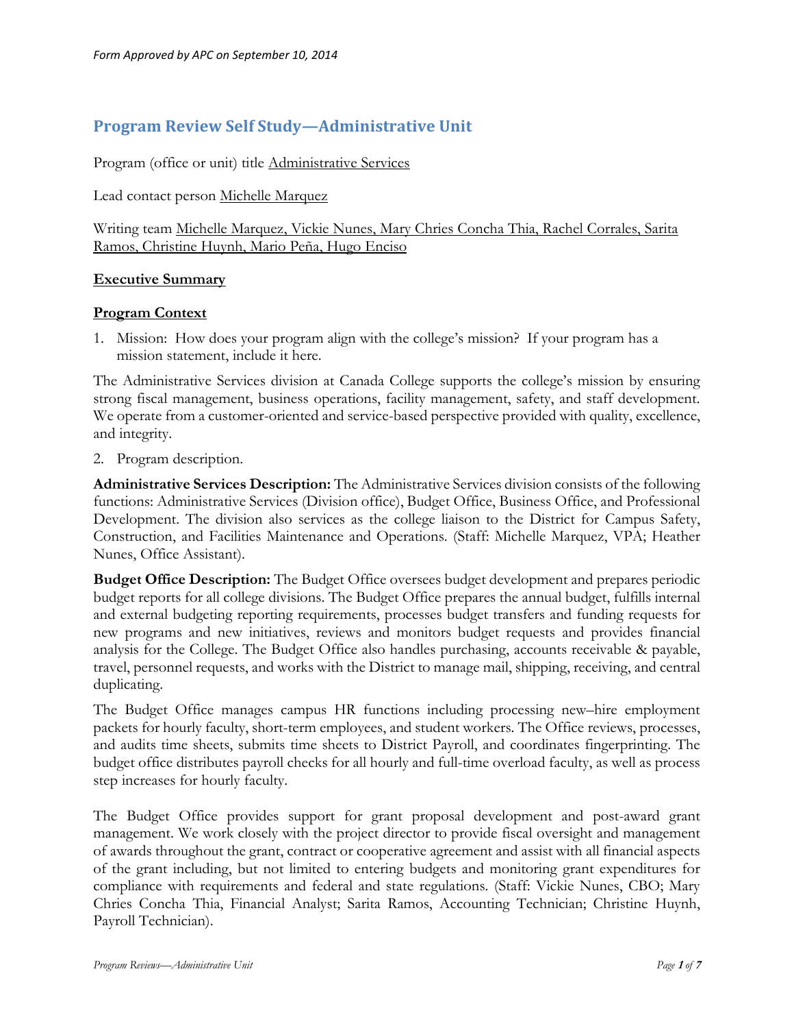*Form Approved by APC on September 10, 2014*

## Program Review Self Study—Administrative Unit

Program (office or unit) title Administrative Services

Lead contact person Michelle Marquez

Writing team Michelle Marquez, Vickie Nunes, Mary Chries Concha Thia, Rachel Corrales, Sarita Ramos, Christine Huynh, Mario Peña, Hugo Enciso

**Executive Summary**

**Program Context**

1. Mission: How does your program align with the college's mission? If your program has a mission statement, include it here.

The Administrative Services division at Canada College supports the college's mission by ensuring strong fiscal management, business operations, facility management, safety, and staff development. We operate from a customer-oriented and service-based perspective provided with quality, excellence, and integrity.

2. Program description.

**Administrative Services Description:** The Administrative Services division consists of the following functions: Administrative Services (Division office), Budget Office, Business Office, and Professional Development. The division also services as the college liaison to the District for Campus Safety, Construction, and Facilities Maintenance and Operations. (Staff: Michelle Marquez, VPA; Heather Nunes, Office Assistant).

**Budget Office Description:** The Budget Office oversees budget development and prepares periodic budget reports for all college divisions. The Budget Office prepares the annual budget, fulfills internal and external budgeting reporting requirements, processes budget transfers and funding requests for new programs and new initiatives, reviews and monitors budget requests and provides financial analysis for the College. The Budget Office also handles purchasing, accounts receivable & payable, travel, personnel requests, and works with the District to manage mail, shipping, receiving, and central duplicating.

The Budget Office manages campus HR functions including processing new–hire employment packets for hourly faculty, short-term employees, and student workers. The Office reviews, processes, and audits time sheets, submits time sheets to District Payroll, and coordinates fingerprinting. The budget office distributes payroll checks for all hourly and full-time overload faculty, as well as process step increases for hourly faculty.

The Budget Office provides support for grant proposal development and post-award grant management. We work closely with the project director to provide fiscal oversight and management of awards throughout the grant, contract or cooperative agreement and assist with all financial aspects of the grant including, but not limited to entering budgets and monitoring grant expenditures for compliance with requirements and federal and state regulations. (Staff: Vickie Nunes, CBO; Mary Chries Concha Thia, Financial Analyst; Sarita Ramos, Accounting Technician; Christine Huynh, Payroll Technician).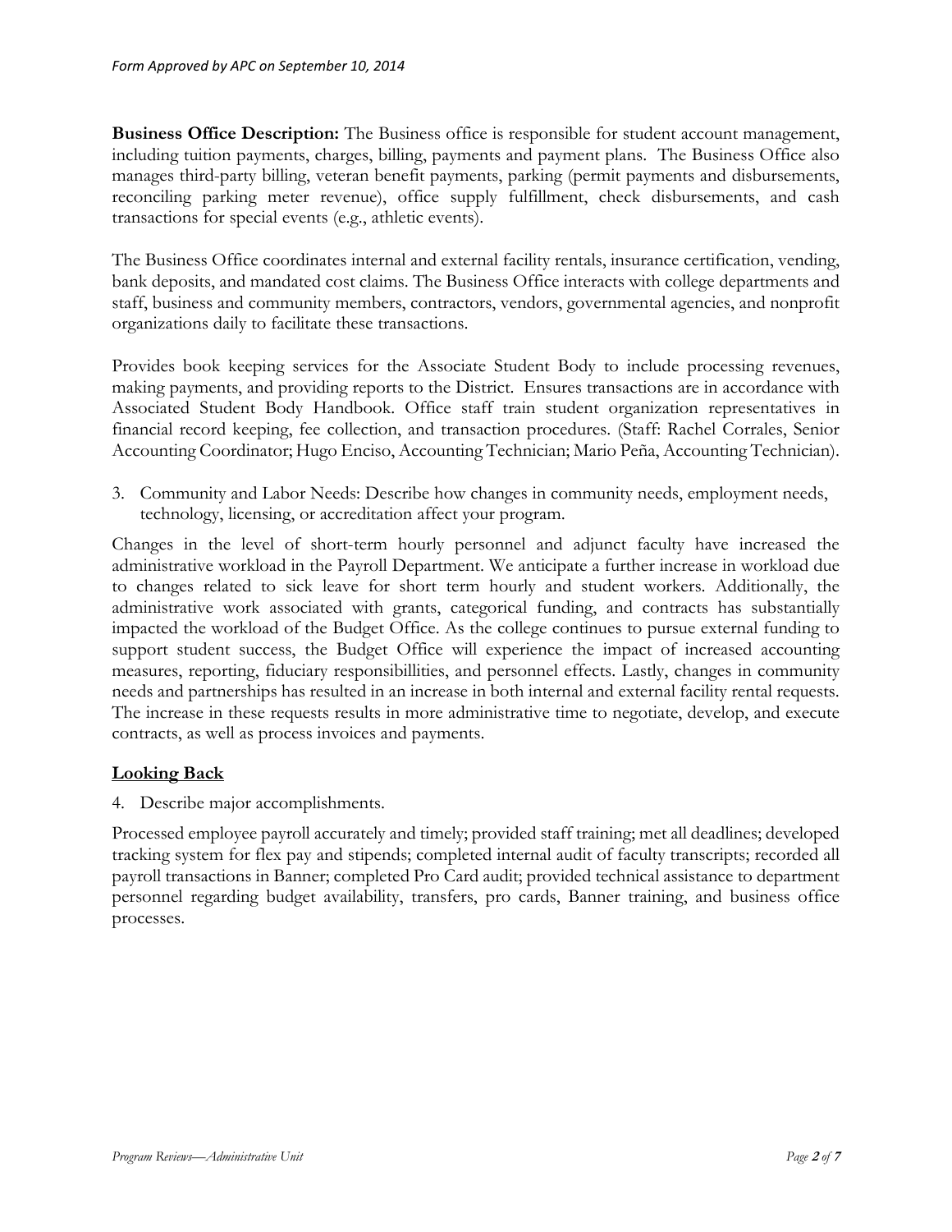**Business Office Description:** The Business office is responsible for student account management, including tuition payments, charges, billing, payments and payment plans. The Business Office also manages third-party billing, veteran benefit payments, parking (permit payments and disbursements, reconciling parking meter revenue), office supply fulfillment, check disbursements, and cash transactions for special events (e.g., athletic events).

The Business Office coordinates internal and external facility rentals, insurance certification, vending, bank deposits, and mandated cost claims. The Business Office interacts with college departments and staff, business and community members, contractors, vendors, governmental agencies, and nonprofit organizations daily to facilitate these transactions.

Provides book keeping services for the Associate Student Body to include processing revenues, making payments, and providing reports to the District. Ensures transactions are in accordance with Associated Student Body Handbook. Office staff train student organization representatives in financial record keeping, fee collection, and transaction procedures. (Staff: Rachel Corrales, Senior Accounting Coordinator; Hugo Enciso, Accounting Technician; Mario Peña, Accounting Technician).

3. Community and Labor Needs: Describe how changes in community needs, employment needs, technology, licensing, or accreditation affect your program.

Changes in the level of short-term hourly personnel and adjunct faculty have increased the administrative workload in the Payroll Department. We anticipate a further increase in workload due to changes related to sick leave for short term hourly and student workers. Additionally, the administrative work associated with grants, categorical funding, and contracts has substantially impacted the workload of the Budget Office. As the college continues to pursue external funding to support student success, the Budget Office will experience the impact of increased accounting measures, reporting, fiduciary responsibillities, and personnel effects. Lastly, changes in community needs and partnerships has resulted in an increase in both internal and external facility rental requests. The increase in these requests results in more administrative time to negotiate, develop, and execute contracts, as well as process invoices and payments.

## Looking Back

4. Describe major accomplishments.

Processed employee payroll accurately and timely; provided staff training; met all deadlines; developed tracking system for flex pay and stipends; completed internal audit of faculty transcripts; recorded all payroll transactions in Banner; completed Pro Card audit; provided technical assistance to department personnel regarding budget availability, transfers, pro cards, Banner training, and business office processes.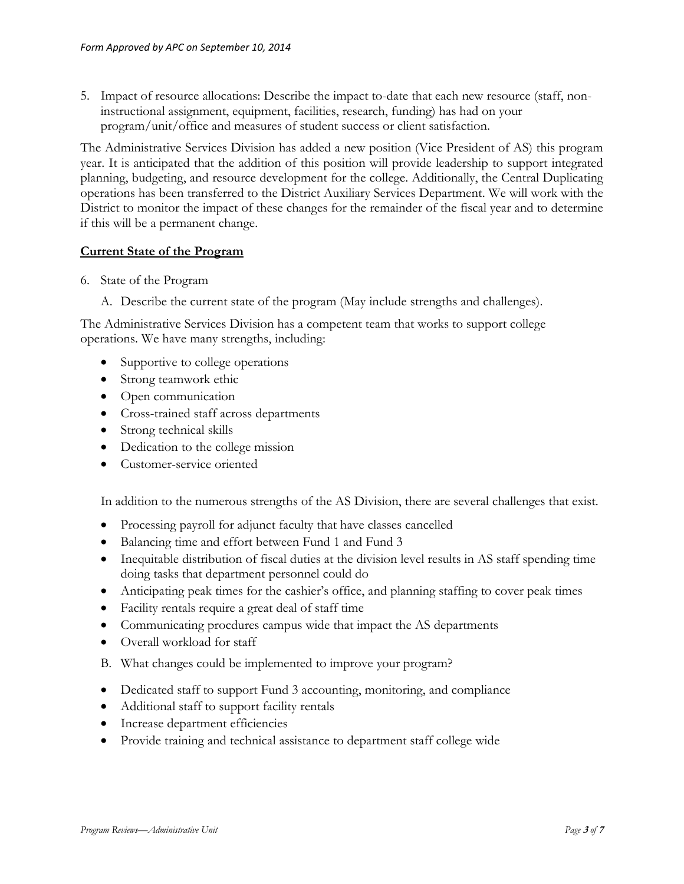5. Impact of resource allocations: Describe the impact to-date that each new resource (staff, non-instructional assignment, equipment, facilities, research, funding) has had on your program/unit/office and measures of student success or client satisfaction.

The Administrative Services Division has added a new position (Vice President of AS) this program year. It is anticipated that the addition of this position will provide leadership to support integrated planning, budgeting, and resource development for the college. Additionally, the Central Duplicating operations has been transferred to the District Auxiliary Services Department. We will work with the District to monitor the impact of these changes for the remainder of the fiscal year and to determine if this will be a permanent change.

## **Current State of the Program**

6. State of the Program

   A. Describe the current state of the program (May include strengths and challenges).

The Administrative Services Division has a competent team that works to support college operations. We have many strengths, including:

- Supportive to college operations
- Strong teamwork ethic
- Open communication
- Cross-trained staff across departments
- Strong technical skills
- Dedication to the college mission
- Customer-service oriented

In addition to the numerous strengths of the AS Division, there are several challenges that exist.

- Processing payroll for adjunct faculty that have classes cancelled
- Balancing time and effort between Fund 1 and Fund 3
- Inequitable distribution of fiscal duties at the division level results in AS staff spending time doing tasks that department personnel could do
- Anticipating peak times for the cashier's office, and planning staffing to cover peak times
- Facility rentals require a great deal of staff time
- Communicating procdures campus wide that impact the AS departments
- Overall workload for staff

   B. What changes could be implemented to improve your program?

- Dedicated staff to support Fund 3 accounting, monitoring, and compliance
- Additional staff to support facility rentals
- Increase department efficiencies
- Provide training and technical assistance to department staff college wide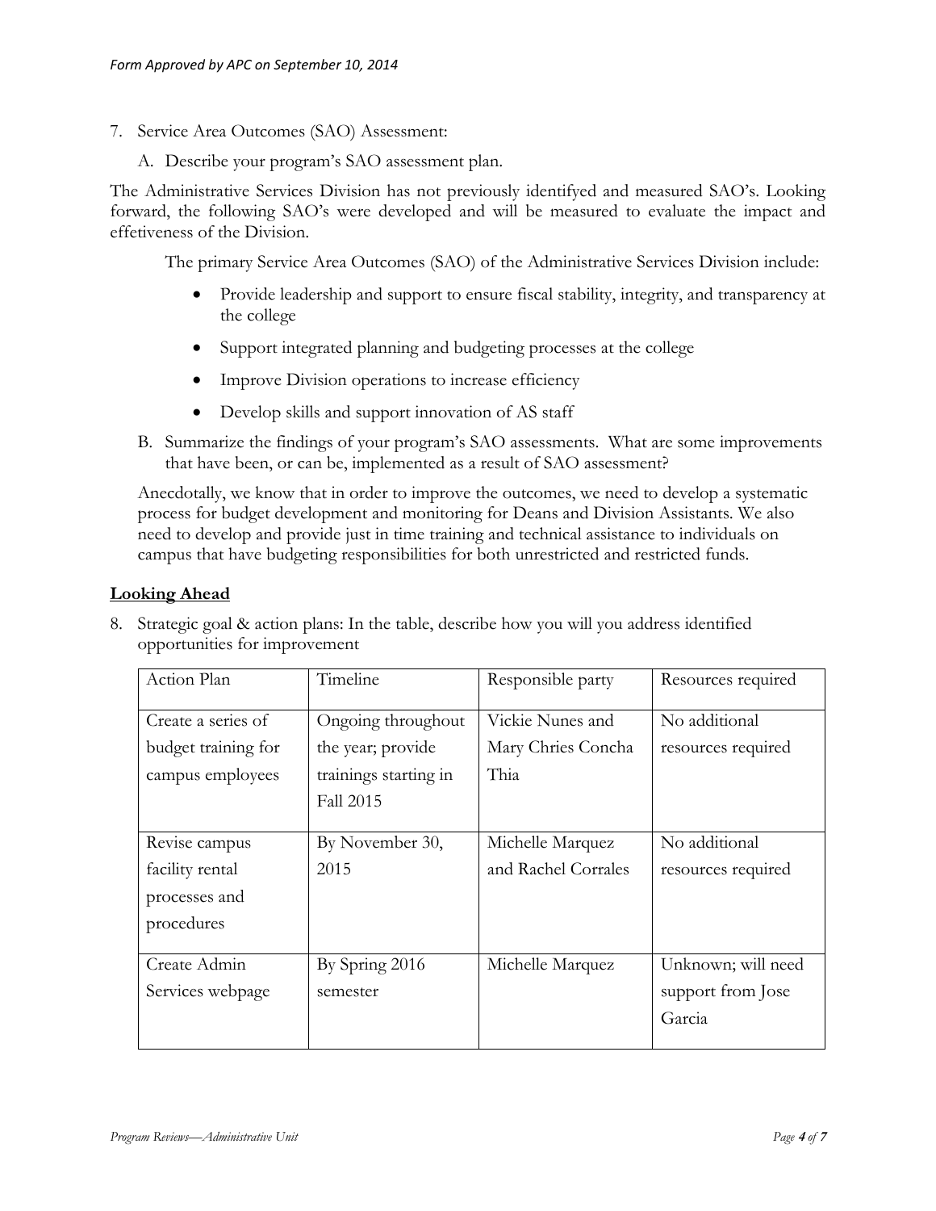7. Service Area Outcomes (SAO) Assessment:

   A. Describe your program's SAO assessment plan.

The Administrative Services Division has not previously identifyed and measured SAO's. Looking forward, the following SAO's were developed and will be measured to evaluate the impact and effetiveness of the Division.

The primary Service Area Outcomes (SAO) of the Administrative Services Division include:

- Provide leadership and support to ensure fiscal stability, integrity, and transparency at the college
- Support integrated planning and budgeting processes at the college
- Improve Division operations to increase efficiency
- Develop skills and support innovation of AS staff

   B. Summarize the findings of your program's SAO assessments. What are some improvements that have been, or can be, implemented as a result of SAO assessment?

Anecdotally, we know that in order to improve the outcomes, we need to develop a systematic process for budget development and monitoring for Deans and Division Assistants. We also need to develop and provide just in time training and technical assistance to individuals on campus that have budgeting responsibilities for both unrestricted and restricted funds.

## **Looking Ahead**

8. Strategic goal & action plans: In the table, describe how you will you address identified opportunities for improvement

| Action Plan | Timeline | Responsible party | Resources required |
|---|---|---|---|
| Create a series of budget training for campus employees | Ongoing throughout the year; provide trainings starting in Fall 2015 | Vickie Nunes and Mary Chries Concha Thia | No additional resources required |
| Revise campus facility rental processes and procedures | By November 30, 2015 | Michelle Marquez and Rachel Corrales | No additional resources required |
| Create Admin Services webpage | By Spring 2016 semester | Michelle Marquez | Unknown; will need support from Jose Garcia |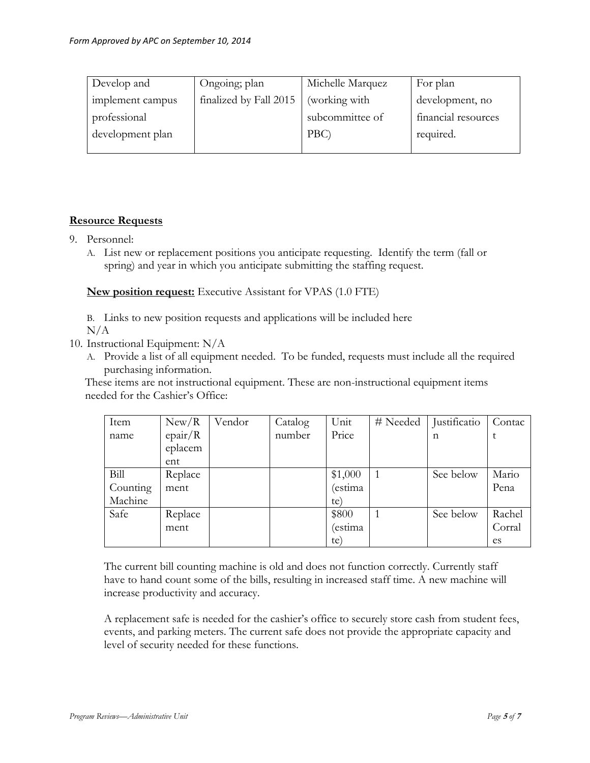| Develop and implement campus professional development plan | Ongoing; plan finalized by Fall 2015 | Michelle Marquez (working with subcommittee of PBC) | For plan development, no financial resources required. |
|---|---|---|---|

**Resource Requests**

9. Personnel:
   A. List new or replacement positions you anticipate requesting. Identify the term (fall or spring) and year in which you anticipate submitting the staffing request.

   **New position request:** Executive Assistant for VPAS (1.0 FTE)

   B. Links to new position requests and applications will be included here
   N/A

10. Instructional Equipment: N/A
    A. Provide a list of all equipment needed. To be funded, requests must include all the required purchasing information.

    These items are not instructional equipment. These are non-instructional equipment items needed for the Cashier's Office:

| Item name | New/Repair/Replacement | Vendor | Catalog number | Unit Price | # Needed | Justification | Contact |
|---|---|---|---|---|---|---|---|
| Bill Counting Machine | Replacement | | | $1,000 (estimate) | 1 | See below | Mario Pena |
| Safe | Replacement | | | $800 (estimate) | 1 | See below | Rachel Corrales |

The current bill counting machine is old and does not function correctly. Currently staff have to hand count some of the bills, resulting in increased staff time. A new machine will increase productivity and accuracy.

A replacement safe is needed for the cashier's office to securely store cash from student fees, events, and parking meters. The current safe does not provide the appropriate capacity and level of security needed for these functions.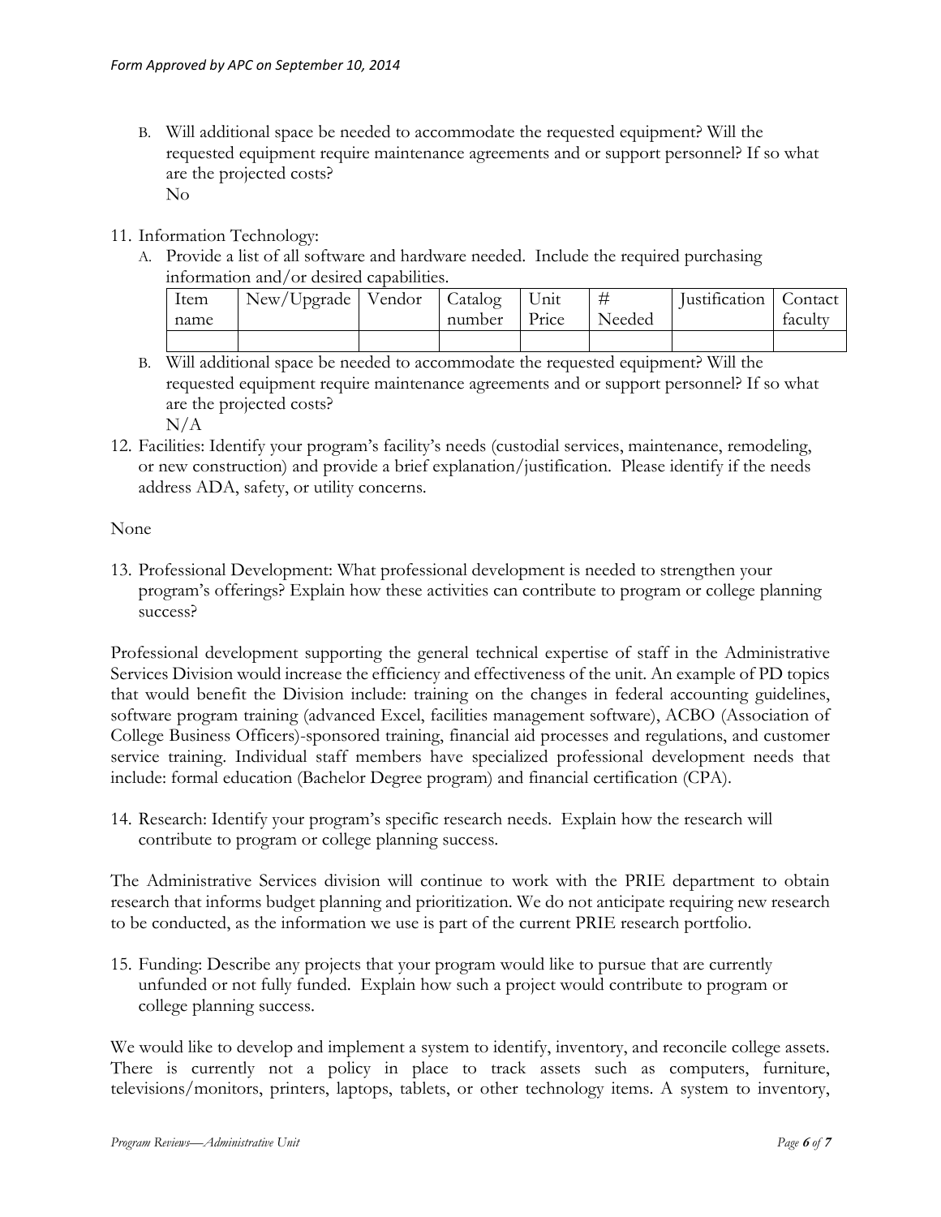B. Will additional space be needed to accommodate the requested equipment? Will the requested equipment require maintenance agreements and or support personnel? If so what are the projected costs?
No

11. Information Technology:
    A. Provide a list of all software and hardware needed. Include the required purchasing information and/or desired capabilities.

| Item name | New/Upgrade | Vendor | Catalog number | Unit Price | # Needed | Justification | Contact faculty |
|---|---|---|---|---|---|---|---|
| | | | | | | | |

B. Will additional space be needed to accommodate the requested equipment? Will the requested equipment require maintenance agreements and or support personnel? If so what are the projected costs?
N/A

12. Facilities: Identify your program's facility's needs (custodial services, maintenance, remodeling, or new construction) and provide a brief explanation/justification. Please identify if the needs address ADA, safety, or utility concerns.

None

13. Professional Development: What professional development is needed to strengthen your program's offerings? Explain how these activities can contribute to program or college planning success?

Professional development supporting the general technical expertise of staff in the Administrative Services Division would increase the efficiency and effectiveness of the unit. An example of PD topics that would benefit the Division include: training on the changes in federal accounting guidelines, software program training (advanced Excel, facilities management software), ACBO (Association of College Business Officers)-sponsored training, financial aid processes and regulations, and customer service training. Individual staff members have specialized professional development needs that include: formal education (Bachelor Degree program) and financial certification (CPA).

14. Research: Identify your program's specific research needs. Explain how the research will contribute to program or college planning success.

The Administrative Services division will continue to work with the PRIE department to obtain research that informs budget planning and prioritization. We do not anticipate requiring new research to be conducted, as the information we use is part of the current PRIE research portfolio.

15. Funding: Describe any projects that your program would like to pursue that are currently unfunded or not fully funded. Explain how such a project would contribute to program or college planning success.

We would like to develop and implement a system to identify, inventory, and reconcile college assets. There is currently not a policy in place to track assets such as computers, furniture, televisions/monitors, printers, laptops, tablets, or other technology items. A system to inventory,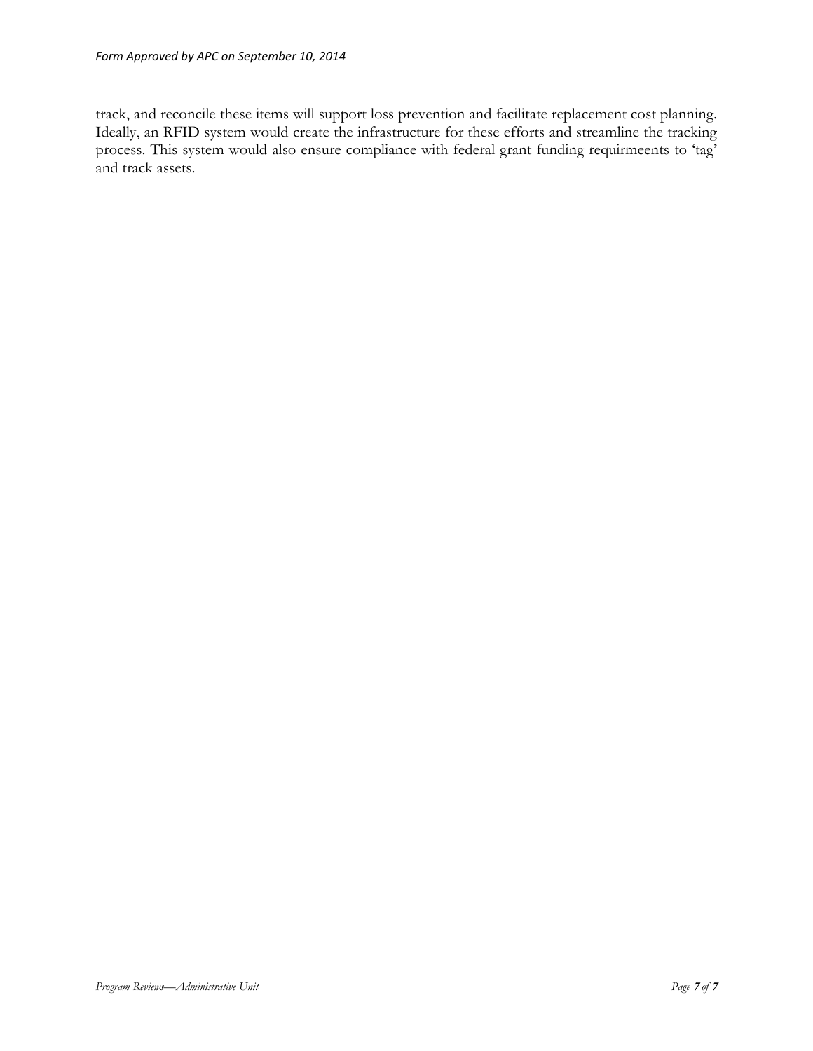track, and reconcile these items will support loss prevention and facilitate replacement cost planning. Ideally, an RFID system would create the infrastructure for these efforts and streamline the tracking process. This system would also ensure compliance with federal grant funding requirmeents to 'tag' and track assets.